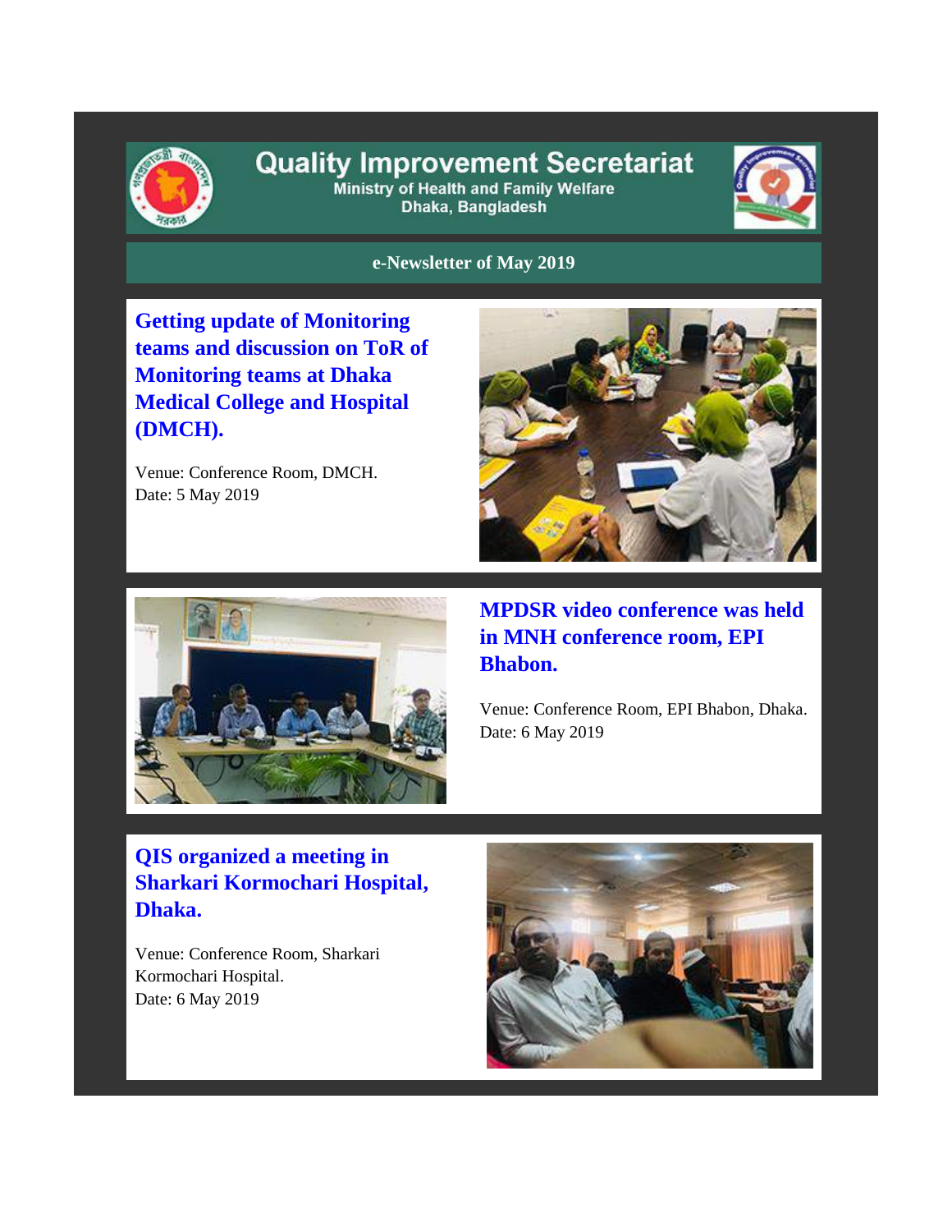# Quality Improvement Secretariat

Ministry of Health and Family Welfare
Dhaka, Bangladesh

**e-Newsletter of May 2019**

## Getting update of Monitoring teams and discussion on ToR of Monitoring teams at Dhaka Medical College and Hospital (DMCH).

Venue: Conference Room, DMCH.
Date: 5 May 2019

## MPDSR video conference was held in MNH conference room, EPI Bhabon.

Venue: Conference Room, EPI Bhabon, Dhaka.
Date: 6 May 2019

## QIS organized a meeting in Sharkari Kormochari Hospital, Dhaka.

Venue: Conference Room, Sharkari Kormochari Hospital.
Date: 6 May 2019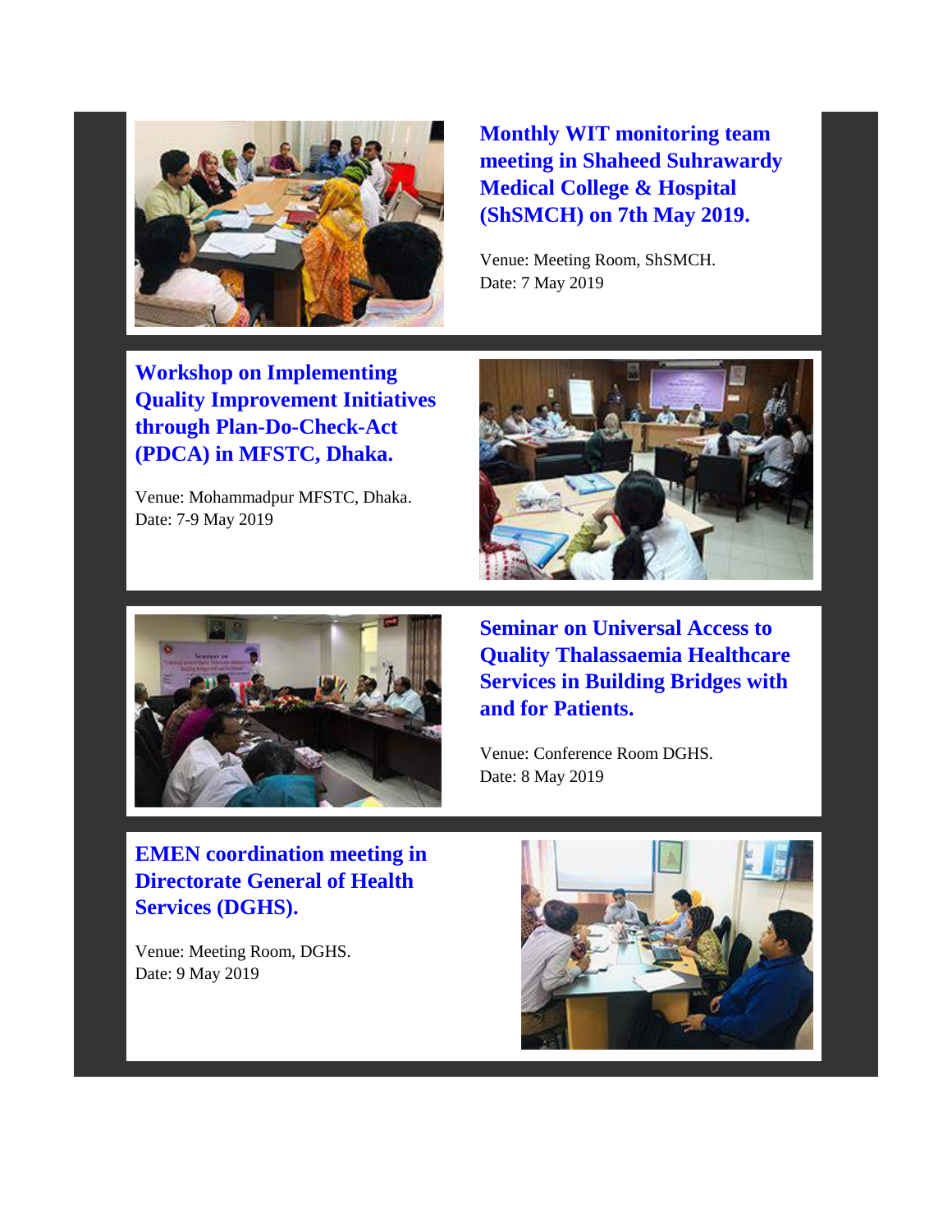### Monthly WIT monitoring team meeting in Shaheed Suhrawardy Medical College & Hospital (ShSMCH) on 7th May 2019.

Venue: Meeting Room, ShSMCH.
Date: 7 May 2019

### Workshop on Implementing Quality Improvement Initiatives through Plan-Do-Check-Act (PDCA) in MFSTC, Dhaka.

Venue: Mohammadpur MFSTC, Dhaka.
Date: 7-9 May 2019

### Seminar on Universal Access to Quality Thalassaemia Healthcare Services in Building Bridges with and for Patients.

Venue: Conference Room DGHS.
Date: 8 May 2019

### EMEN coordination meeting in Directorate General of Health Services (DGHS).

Venue: Meeting Room, DGHS.
Date: 9 May 2019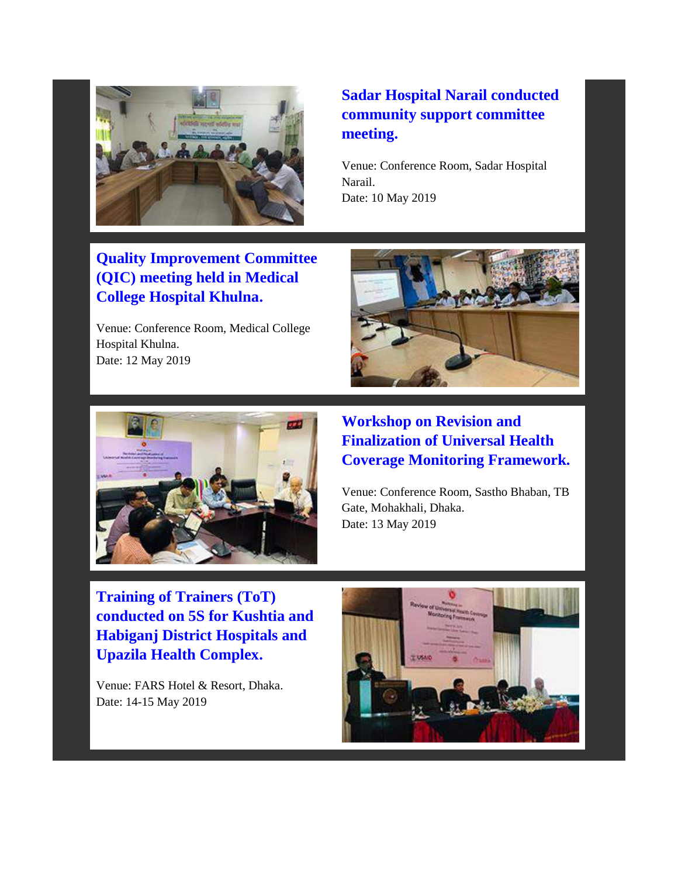## Sadar Hospital Narail conducted community support committee meeting.

Venue: Conference Room, Sadar Hospital Narail.
Date: 10 May 2019

## Quality Improvement Committee (QIC) meeting held in Medical College Hospital Khulna.

Venue: Conference Room, Medical College Hospital Khulna.
Date: 12 May 2019

## Workshop on Revision and Finalization of Universal Health Coverage Monitoring Framework.

Venue: Conference Room, Sastho Bhaban, TB Gate, Mohakhali, Dhaka.
Date: 13 May 2019

## Training of Trainers (ToT) conducted on 5S for Kushtia and Habiganj District Hospitals and Upazila Health Complex.

Venue: FARS Hotel & Resort, Dhaka.
Date: 14-15 May 2019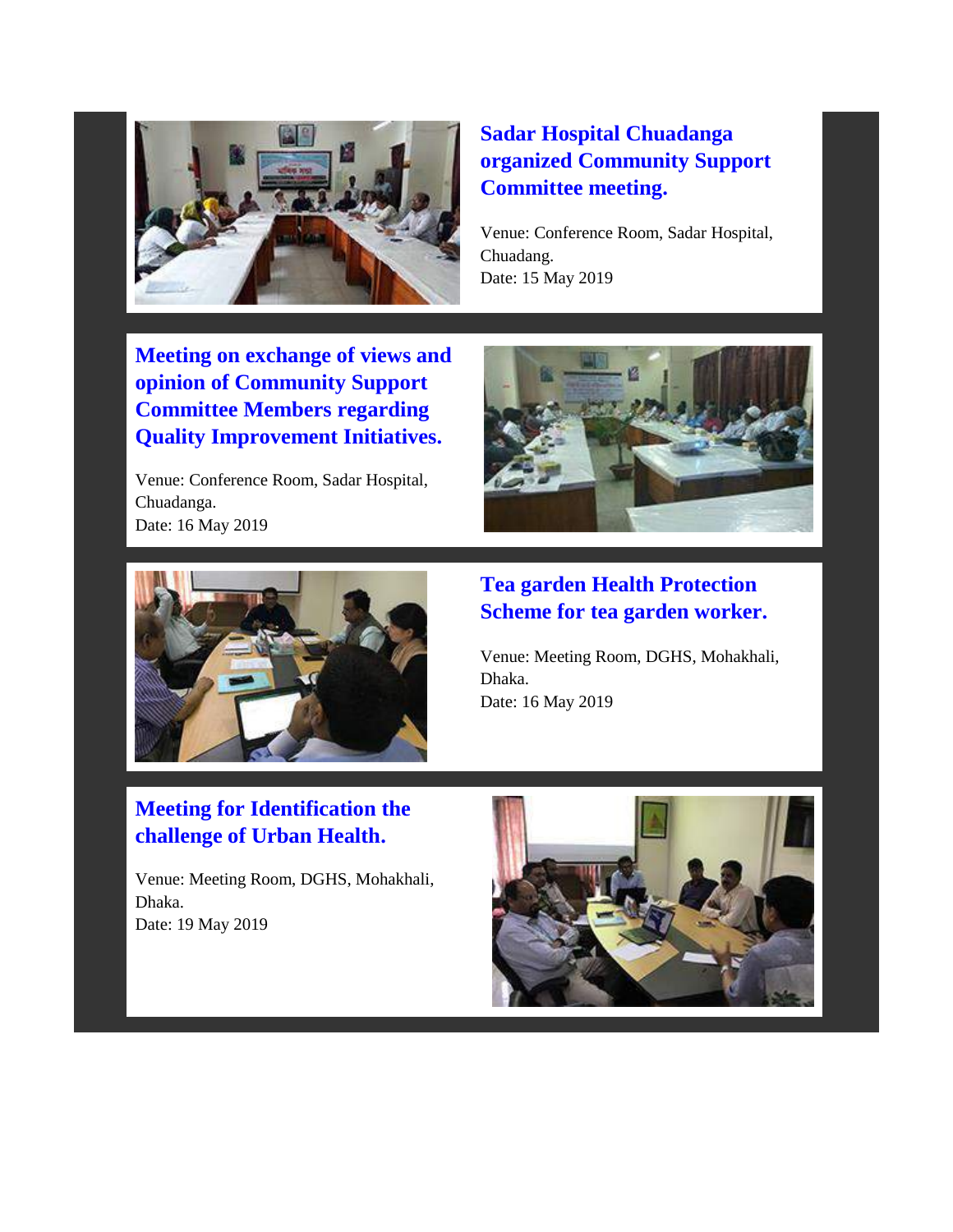### Sadar Hospital Chuadanga organized Community Support Committee meeting.

Venue: Conference Room, Sadar Hospital, Chuadang.
Date: 15 May 2019

### Meeting on exchange of views and opinion of Community Support Committee Members regarding Quality Improvement Initiatives.

Venue: Conference Room, Sadar Hospital, Chuadanga.
Date: 16 May 2019

### Tea garden Health Protection Scheme for tea garden worker.

Venue: Meeting Room, DGHS, Mohakhali, Dhaka.
Date: 16 May 2019

### Meeting for Identification the challenge of Urban Health.

Venue: Meeting Room, DGHS, Mohakhali, Dhaka.
Date: 19 May 2019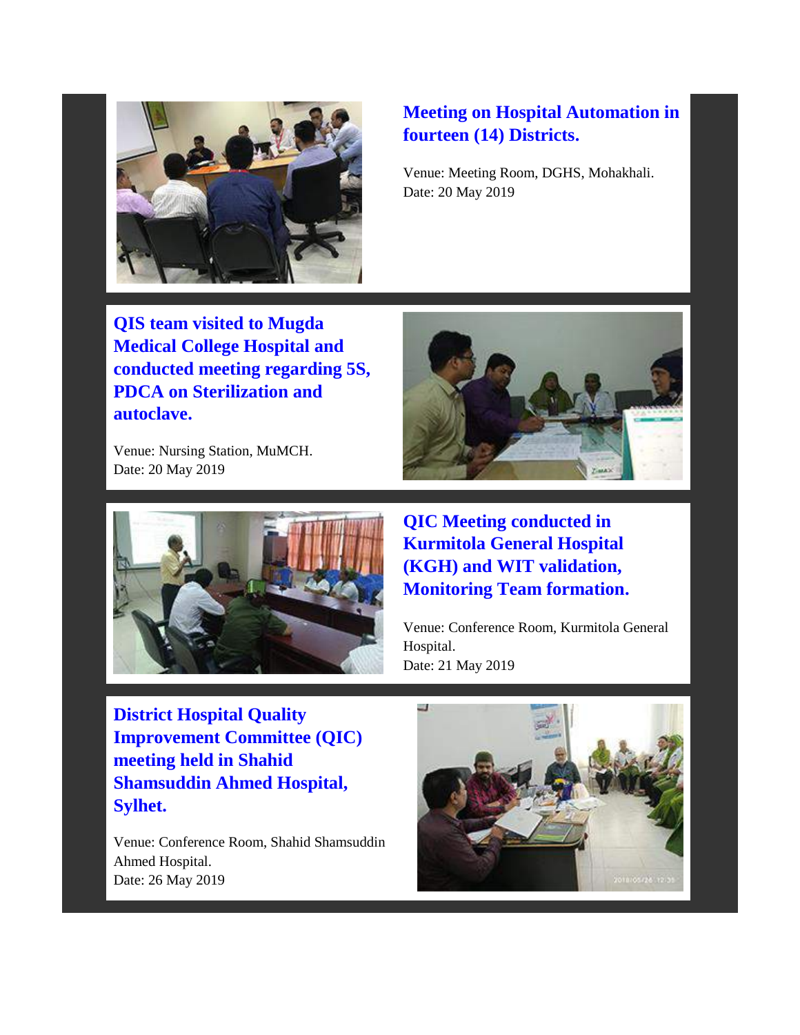### Meeting on Hospital Automation in fourteen (14) Districts.

Venue: Meeting Room, DGHS, Mohakhali.
Date: 20 May 2019

### QIS team visited to Mugda Medical College Hospital and conducted meeting regarding 5S, PDCA on Sterilization and autoclave.

Venue: Nursing Station, MuMCH.
Date: 20 May 2019

### QIC Meeting conducted in Kurmitola General Hospital (KGH) and WIT validation, Monitoring Team formation.

Venue: Conference Room, Kurmitola General Hospital.
Date: 21 May 2019

### District Hospital Quality Improvement Committee (QIC) meeting held in Shahid Shamsuddin Ahmed Hospital, Sylhet.

Venue: Conference Room, Shahid Shamsuddin Ahmed Hospital.
Date: 26 May 2019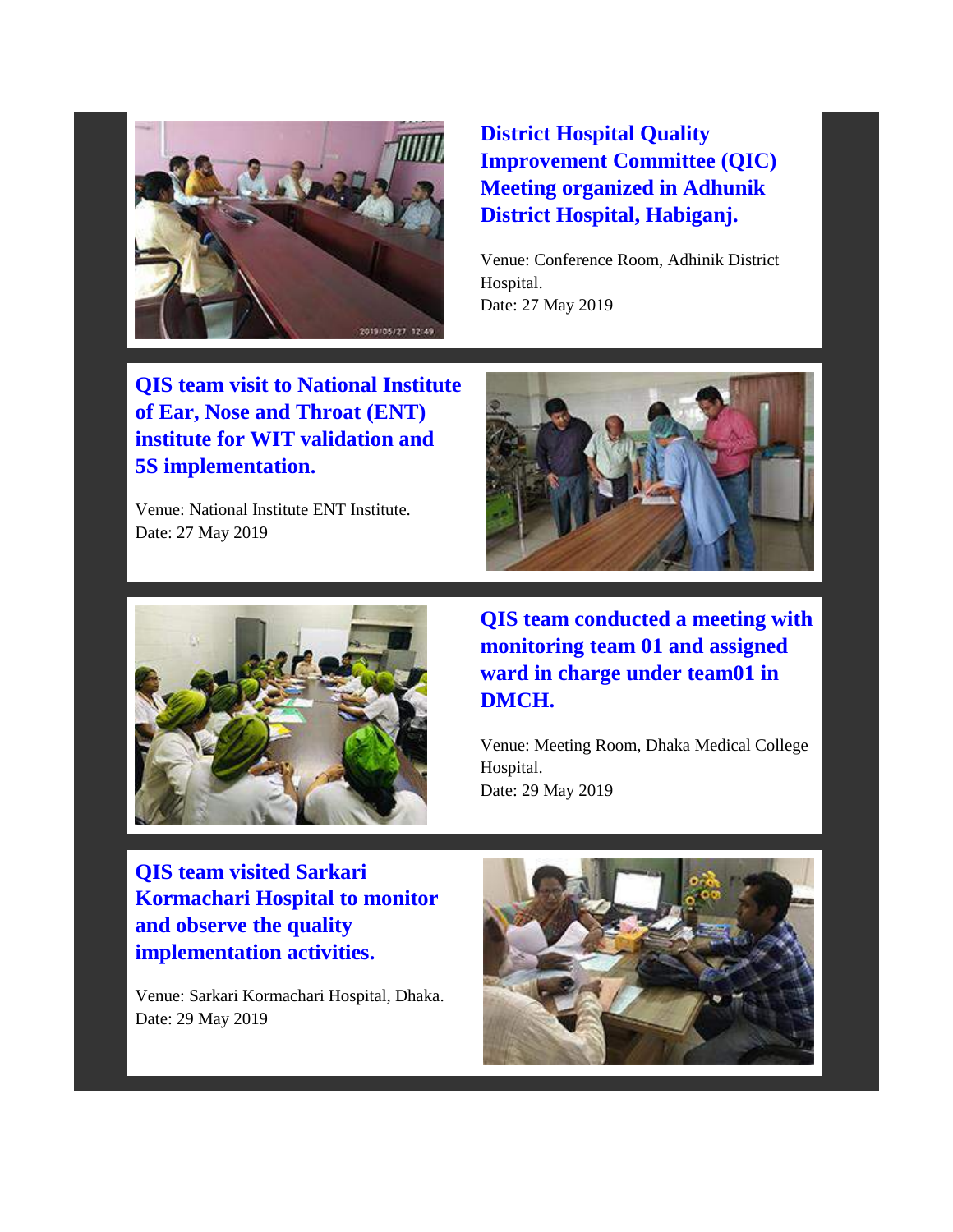## District Hospital Quality Improvement Committee (QIC) Meeting organized in Adhunik District Hospital, Habiganj.

Venue: Conference Room, Adhinik District Hospital.
Date: 27 May 2019

## QIS team visit to National Institute of Ear, Nose and Throat (ENT) institute for WIT validation and 5S implementation.

Venue: National Institute ENT Institute.
Date: 27 May 2019

## QIS team conducted a meeting with monitoring team 01 and assigned ward in charge under team01 in DMCH.

Venue: Meeting Room, Dhaka Medical College Hospital.
Date: 29 May 2019

## QIS team visited Sarkari Kormachari Hospital to monitor and observe the quality implementation activities.

Venue: Sarkari Kormachari Hospital, Dhaka.
Date: 29 May 2019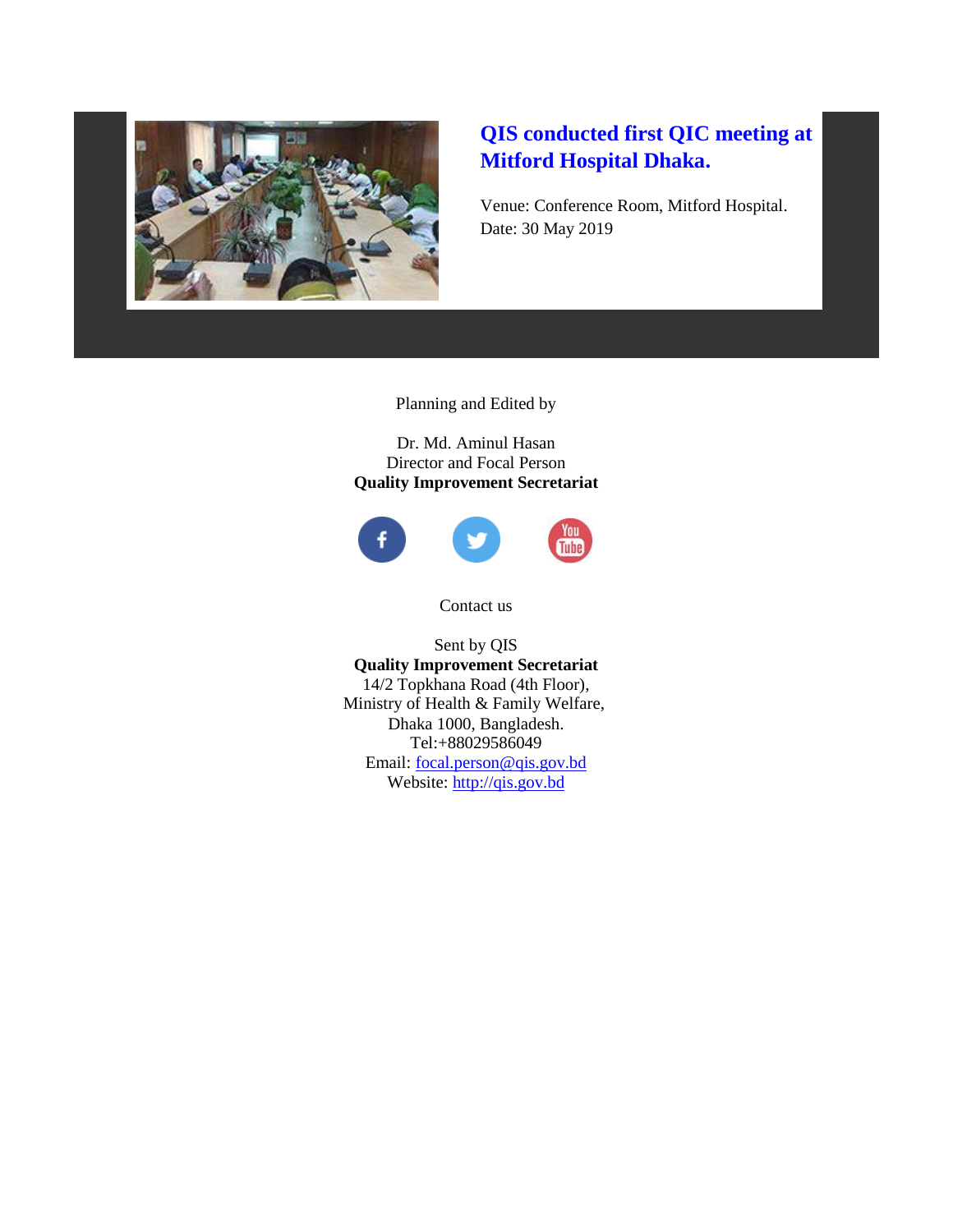## QIS conducted first QIC meeting at Mitford Hospital Dhaka.

Venue: Conference Room, Mitford Hospital.
Date: 30 May 2019

Planning and Edited by

Dr. Md. Aminul Hasan
Director and Focal Person
**Quality Improvement Secretariat**

Contact us

Sent by QIS
**Quality Improvement Secretariat**
14/2 Topkhana Road (4th Floor),
Ministry of Health & Family Welfare,
Dhaka 1000, Bangladesh.
Tel:+88029586049
Email: focal.person@qis.gov.bd
Website: http://qis.gov.bd